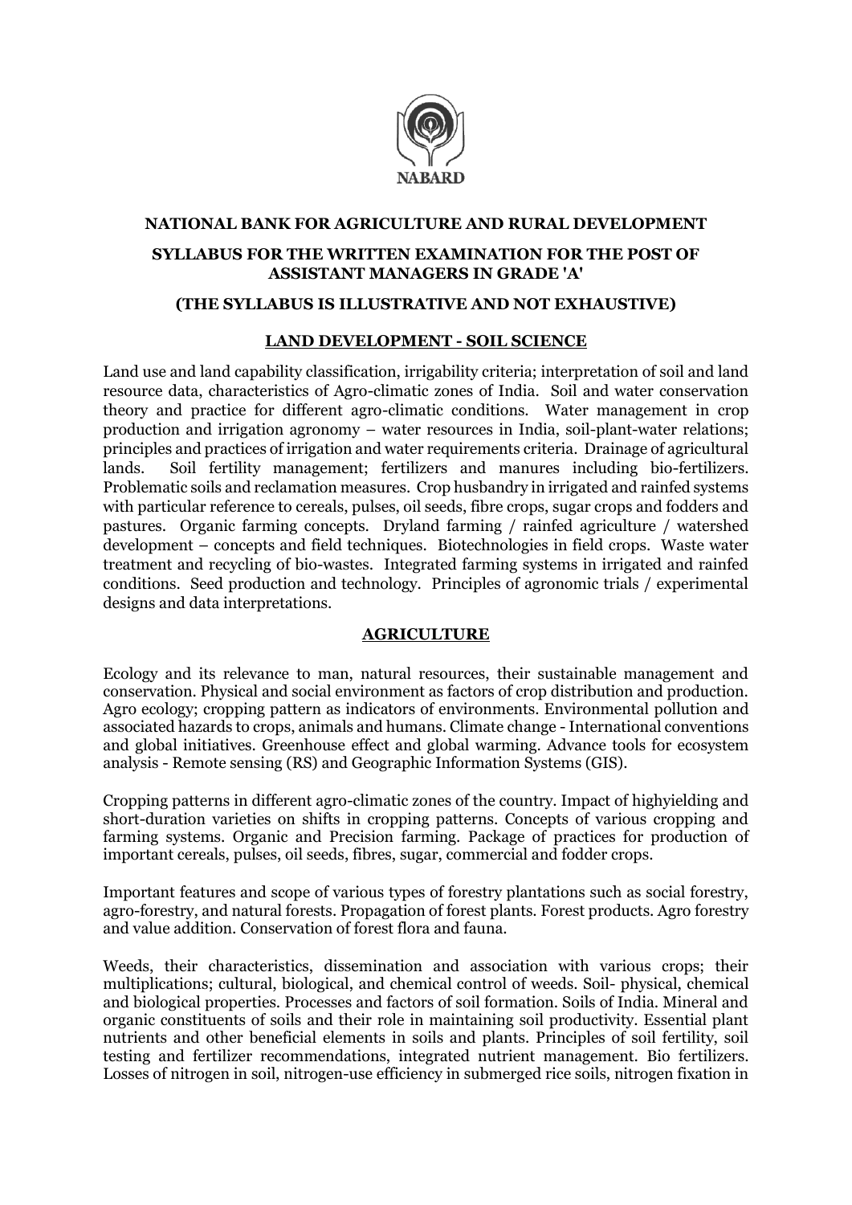NABARD

# NATIONAL BANK FOR AGRICULTURE AND RURAL DEVELOPMENT

## SYLLABUS FOR THE WRITTEN EXAMINATION FOR THE POST OF ASSISTANT MANAGERS IN GRADE 'A'

### (THE SYLLABUS IS ILLUSTRATIVE AND NOT EXHAUSTIVE)

### LAND DEVELOPMENT - SOIL SCIENCE

Land use and land capability classification, irrigability criteria; interpretation of soil and land resource data, characteristics of Agro-climatic zones of India. Soil and water conservation theory and practice for different agro-climatic conditions. Water management in crop production and irrigation agronomy – water resources in India, soil-plant-water relations; principles and practices of irrigation and water requirements criteria. Drainage of agricultural lands. Soil fertility management; fertilizers and manures including bio-fertilizers. Problematic soils and reclamation measures. Crop husbandry in irrigated and rainfed systems with particular reference to cereals, pulses, oil seeds, fibre crops, sugar crops and fodders and pastures. Organic farming concepts. Dryland farming / rainfed agriculture / watershed development – concepts and field techniques. Biotechnologies in field crops. Waste water treatment and recycling of bio-wastes. Integrated farming systems in irrigated and rainfed conditions. Seed production and technology. Principles of agronomic trials / experimental designs and data interpretations.

### AGRICULTURE

Ecology and its relevance to man, natural resources, their sustainable management and conservation. Physical and social environment as factors of crop distribution and production. Agro ecology; cropping pattern as indicators of environments. Environmental pollution and associated hazards to crops, animals and humans. Climate change - International conventions and global initiatives. Greenhouse effect and global warming. Advance tools for ecosystem analysis - Remote sensing (RS) and Geographic Information Systems (GIS).

Cropping patterns in different agro-climatic zones of the country. Impact of highyielding and short-duration varieties on shifts in cropping patterns. Concepts of various cropping and farming systems. Organic and Precision farming. Package of practices for production of important cereals, pulses, oil seeds, fibres, sugar, commercial and fodder crops.

Important features and scope of various types of forestry plantations such as social forestry, agro-forestry, and natural forests. Propagation of forest plants. Forest products. Agro forestry and value addition. Conservation of forest flora and fauna.

Weeds, their characteristics, dissemination and association with various crops; their multiplications; cultural, biological, and chemical control of weeds. Soil- physical, chemical and biological properties. Processes and factors of soil formation. Soils of India. Mineral and organic constituents of soils and their role in maintaining soil productivity. Essential plant nutrients and other beneficial elements in soils and plants. Principles of soil fertility, soil testing and fertilizer recommendations, integrated nutrient management. Bio fertilizers. Losses of nitrogen in soil, nitrogen-use efficiency in submerged rice soils, nitrogen fixation in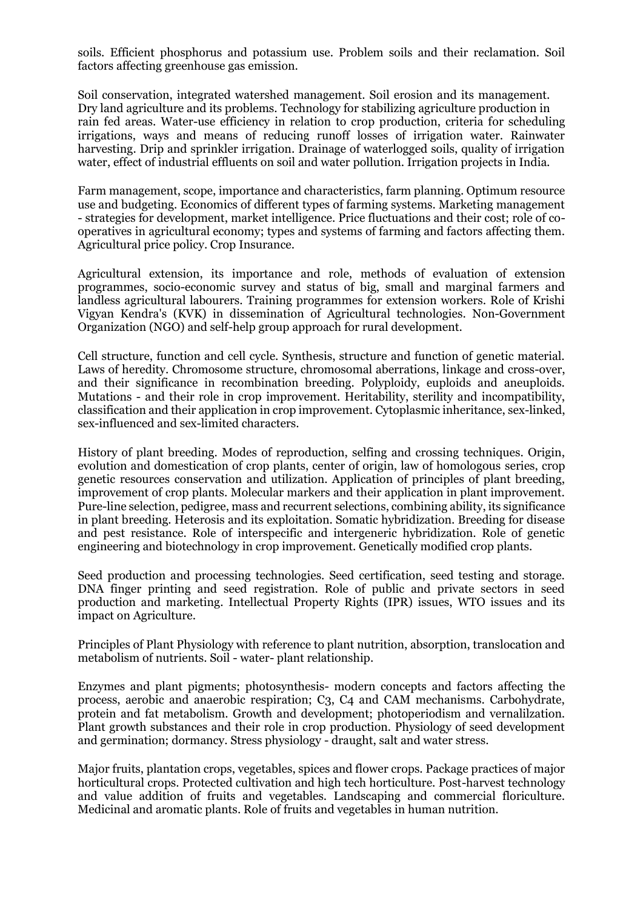soils. Efficient phosphorus and potassium use. Problem soils and their reclamation. Soil factors affecting greenhouse gas emission.

Soil conservation, integrated watershed management. Soil erosion and its management. Dry land agriculture and its problems. Technology for stabilizing agriculture production in rain fed areas. Water-use efficiency in relation to crop production, criteria for scheduling irrigations, ways and means of reducing runoff losses of irrigation water. Rainwater harvesting. Drip and sprinkler irrigation. Drainage of waterlogged soils, quality of irrigation water, effect of industrial effluents on soil and water pollution. Irrigation projects in India.

Farm management, scope, importance and characteristics, farm planning. Optimum resource use and budgeting. Economics of different types of farming systems. Marketing management - strategies for development, market intelligence. Price fluctuations and their cost; role of co-operatives in agricultural economy; types and systems of farming and factors affecting them. Agricultural price policy. Crop Insurance.

Agricultural extension, its importance and role, methods of evaluation of extension programmes, socio-economic survey and status of big, small and marginal farmers and landless agricultural labourers. Training programmes for extension workers. Role of Krishi Vigyan Kendra's (KVK) in dissemination of Agricultural technologies. Non-Government Organization (NGO) and self-help group approach for rural development.

Cell structure, function and cell cycle. Synthesis, structure and function of genetic material. Laws of heredity. Chromosome structure, chromosomal aberrations, linkage and cross-over, and their significance in recombination breeding. Polyploidy, euploids and aneuploids. Mutations - and their role in crop improvement. Heritability, sterility and incompatibility, classification and their application in crop improvement. Cytoplasmic inheritance, sex-linked, sex-influenced and sex-limited characters.

History of plant breeding. Modes of reproduction, selfing and crossing techniques. Origin, evolution and domestication of crop plants, center of origin, law of homologous series, crop genetic resources conservation and utilization. Application of principles of plant breeding, improvement of crop plants. Molecular markers and their application in plant improvement. Pure-line selection, pedigree, mass and recurrent selections, combining ability, its significance in plant breeding. Heterosis and its exploitation. Somatic hybridization. Breeding for disease and pest resistance. Role of interspecific and intergeneric hybridization. Role of genetic engineering and biotechnology in crop improvement. Genetically modified crop plants.

Seed production and processing technologies. Seed certification, seed testing and storage. DNA finger printing and seed registration. Role of public and private sectors in seed production and marketing. Intellectual Property Rights (IPR) issues, WTO issues and its impact on Agriculture.

Principles of Plant Physiology with reference to plant nutrition, absorption, translocation and metabolism of nutrients. Soil - water- plant relationship.

Enzymes and plant pigments; photosynthesis- modern concepts and factors affecting the process, aerobic and anaerobic respiration; C3, C4 and CAM mechanisms. Carbohydrate, protein and fat metabolism. Growth and development; photoperiodism and vernalilzation. Plant growth substances and their role in crop production. Physiology of seed development and germination; dormancy. Stress physiology - draught, salt and water stress.

Major fruits, plantation crops, vegetables, spices and flower crops. Package practices of major horticultural crops. Protected cultivation and high tech horticulture. Post-harvest technology and value addition of fruits and vegetables. Landscaping and commercial floriculture. Medicinal and aromatic plants. Role of fruits and vegetables in human nutrition.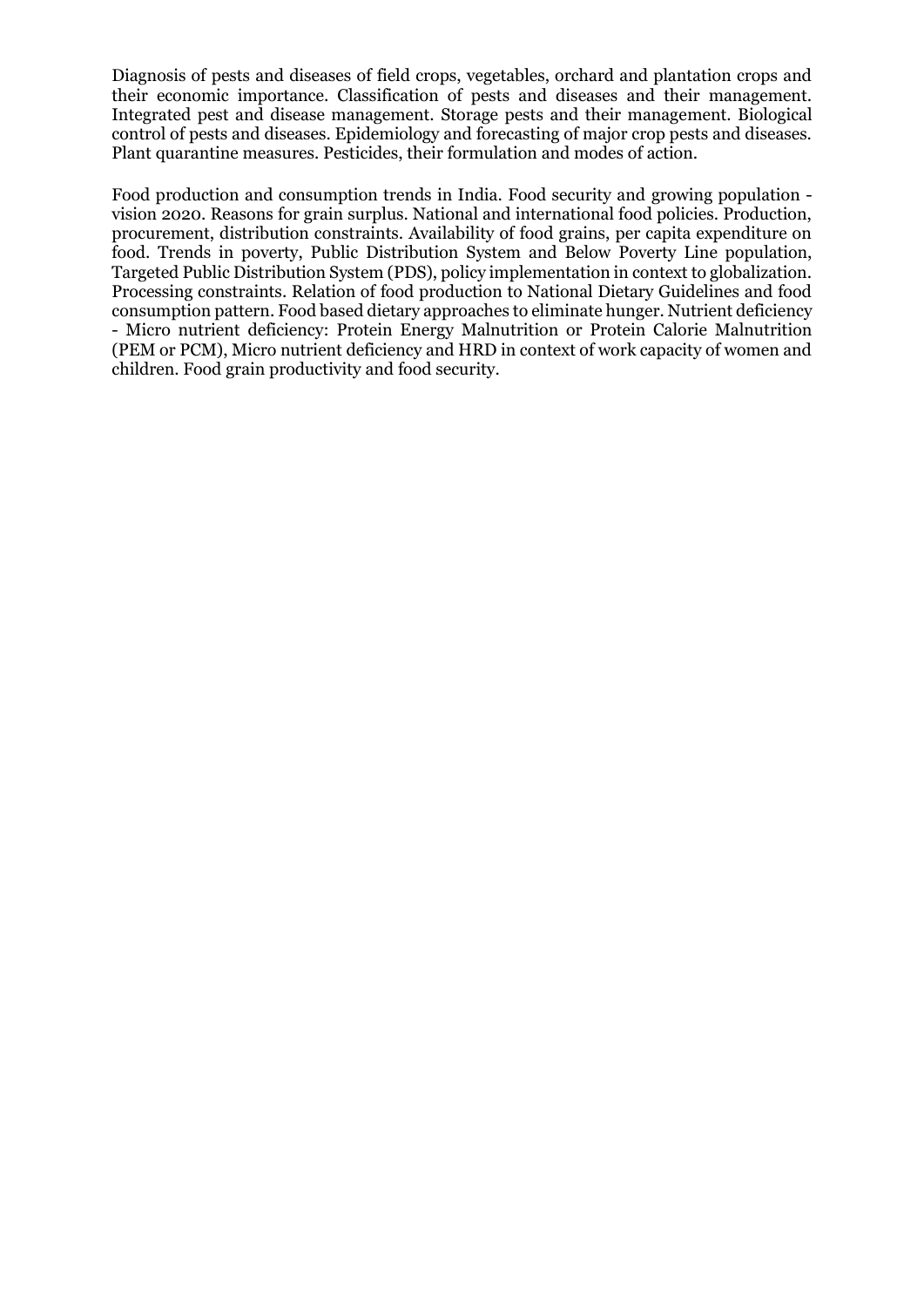Diagnosis of pests and diseases of field crops, vegetables, orchard and plantation crops and their economic importance. Classification of pests and diseases and their management. Integrated pest and disease management. Storage pests and their management. Biological control of pests and diseases. Epidemiology and forecasting of major crop pests and diseases. Plant quarantine measures. Pesticides, their formulation and modes of action.

Food production and consumption trends in India. Food security and growing population - vision 2020. Reasons for grain surplus. National and international food policies. Production, procurement, distribution constraints. Availability of food grains, per capita expenditure on food. Trends in poverty, Public Distribution System and Below Poverty Line population, Targeted Public Distribution System (PDS), policy implementation in context to globalization. Processing constraints. Relation of food production to National Dietary Guidelines and food consumption pattern. Food based dietary approaches to eliminate hunger. Nutrient deficiency - Micro nutrient deficiency: Protein Energy Malnutrition or Protein Calorie Malnutrition (PEM or PCM), Micro nutrient deficiency and HRD in context of work capacity of women and children. Food grain productivity and food security.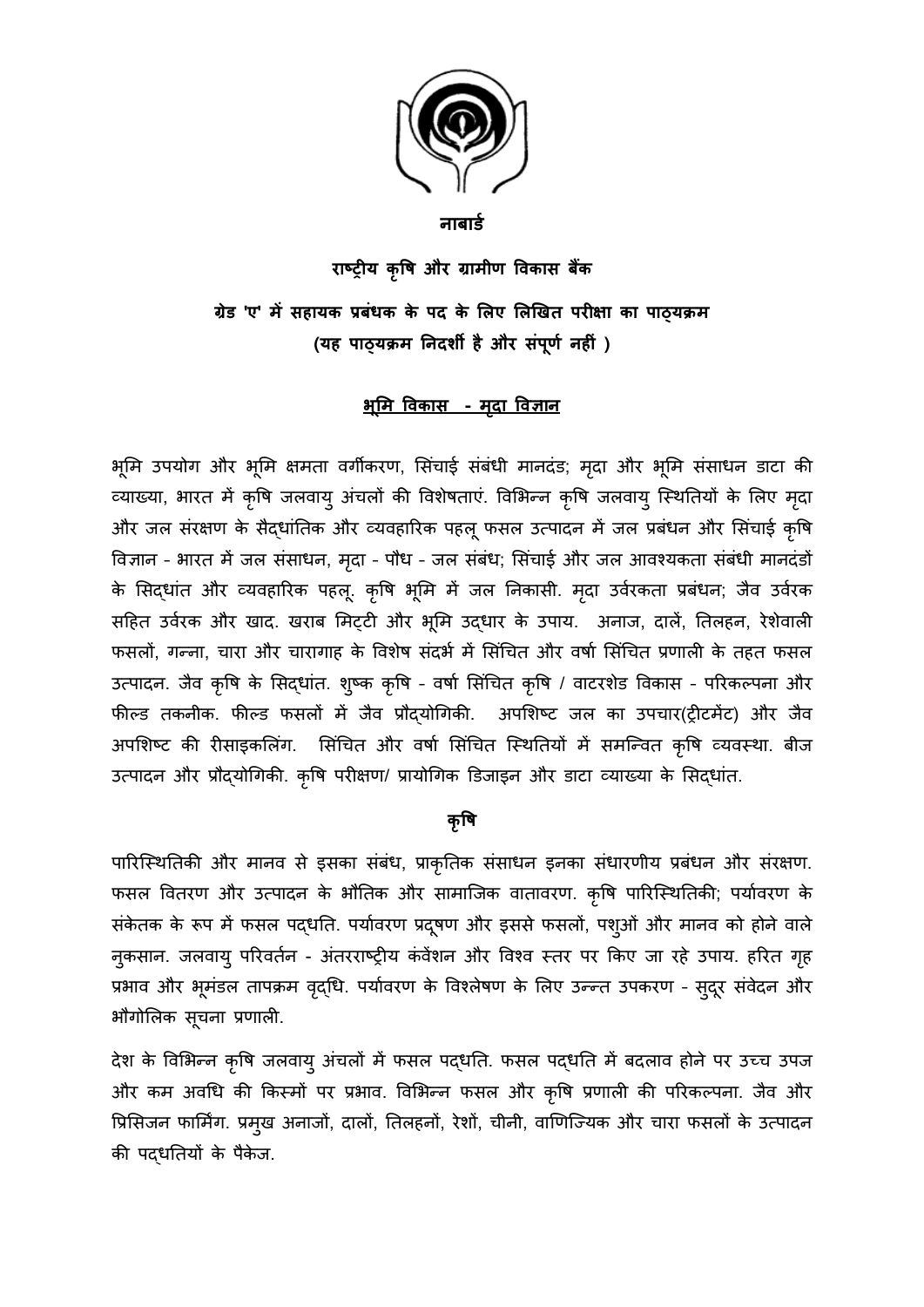**नाबार्ड**

**राष्ट्रीय कृषि और ग्रामीण विकास बैंक**

**ग्रेड 'ए' में सहायक प्रबंधक के पद के लिए लिखित परीक्षा का पाठ्यक्रम**
**(यह पाठ्यक्रम निदर्शी है और संपूर्ण नहीं )**

## भूमि विकास - मृदा विज्ञान

भूमि उपयोग और भूमि क्षमता वर्गीकरण, सिंचाई संबंधी मानदंड; मृदा और भूमि संसाधन डाटा की व्याख्या, भारत में कृषि जलवायु अंचलों की विशेषताएं. विभिन्न कृषि जलवायु स्थितियों के लिए मृदा और जल संरक्षण के सैद्धांतिक और व्यवहारिक पहलू फसल उत्पादन में जल प्रबंधन और सिंचाई कृषि विज्ञान - भारत में जल संसाधन, मृदा - पौध - जल संबंध; सिंचाई और जल आवश्यकता संबंधी मानदंडों के सिद्धांत और व्यवहारिक पहलू. कृषि भूमि में जल निकासी. मृदा उर्वरकता प्रबंधन; जैव उर्वरक सहित उर्वरक और खाद. खराब मिट्टी और भूमि उद्धार के उपाय. अनाज, दालें, तिलहन, रेशेवाली फसलों, गन्ना, चारा और चारागाह के विशेष संदर्भ में सिंचित और वर्षा सिंचित प्रणाली के तहत फसल उत्पादन. जैव कृषि के सिद्धांत. शुष्क कृषि - वर्षा सिंचित कृषि / वाटरशेड विकास - परिकल्पना और फील्ड तकनीक. फील्ड फसलों में जैव प्रौद्योगिकी. अपशिष्ट जल का उपचार(ट्रीटमेंट) और जैव अपशिष्ट की रीसाइकलिंग. सिंचित और वर्षा सिंचित स्थितियों में समन्वित कृषि व्यवस्था. बीज उत्पादन और प्रौद्योगिकी. कृषि परीक्षण/ प्रायोगिक डिजाइन और डाटा व्याख्या के सिद्धांत.

## कृषि

पारिस्थितिकी और मानव से इसका संबंध, प्राकृतिक संसाधन इनका संधारणीय प्रबंधन और संरक्षण. फसल वितरण और उत्पादन के भौतिक और सामाजिक वातावरण. कृषि पारिस्थितिकी; पर्यावरण के संकेतक के रूप में फसल पद्धति. पर्यावरण प्रदूषण और इससे फसलों, पशुओं और मानव को होने वाले नुकसान. जलवायु परिवर्तन - अंतरराष्ट्रीय कंवेंशन और विश्व स्तर पर किए जा रहे उपाय. हरित गृह प्रभाव और भूमंडल तापक्रम वृद्धि. पर्यावरण के विश्लेषण के लिए उन्नत उपकरण - सुदूर संवेदन और भौगोलिक सूचना प्रणाली.

देश के विभिन्न कृषि जलवायु अंचलों में फसल पद्धति. फसल पद्धति में बदलाव होने पर उच्च उपज और कम अवधि की किस्मों पर प्रभाव. विभिन्न फसल और कृषि प्रणाली की परिकल्पना. जैव और प्रिसिजन फार्मिंग. प्रमुख अनाजों, दालों, तिलहनों, रेशों, चीनी, वाणिज्यिक और चारा फसलों के उत्पादन की पद्धतियों के पैकेज.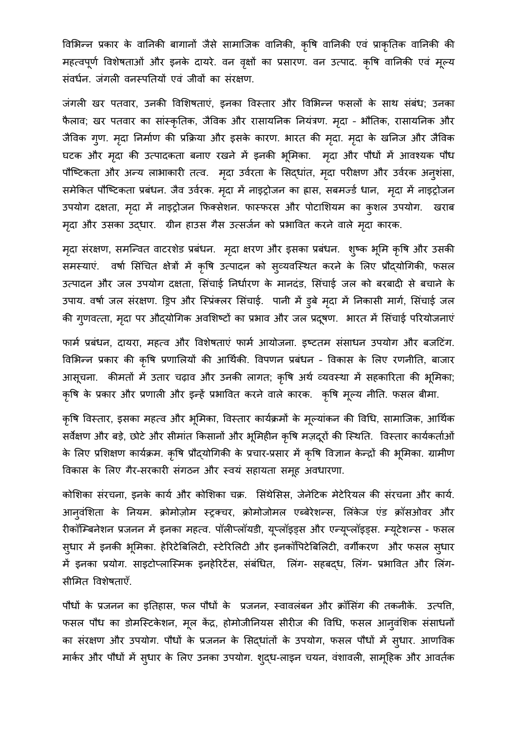विभिन्न प्रकार के वानिकी बागानों जैसे सामाजिक वानिकी, कृषि वानिकी एवं प्राकृतिक वानिकी की महत्वपूर्ण विशेषताओं और इनके दायरे. वन वृक्षों का प्रसारण. वन उत्पाद. कृषि वानिकी एवं मूल्य संवर्धन. जंगली वनस्पतियों एवं जीवों का संरक्षण.

जंगली खर पतवार, उनकी विशिषताएं, इनका विस्तार और विभिन्न फसलों के साथ संबंध; उनका फैलाव; खर पतवार का सांस्कृतिक, जैविक और रासायनिक नियंत्रण. मृदा - भौतिक, रासायनिक और जैविक गुण. मृदा निर्माण की प्रक्रिया और इसके कारण. भारत की मृदा. मृदा के खनिज और जैविक घटक और मृदा की उत्पादकता बनाए रखने में इनकी भूमिका. मृदा और पौधों में आवश्यक पौध पौष्टिकता और अन्य लाभाकारी तत्व. मृदा उर्वरता के सिद्धांत, मृदा परीक्षण और उर्वरक अनुशंसा, समेकित पौष्टिकता प्रबंधन. जैव उर्वरक. मृदा में नाइट्रोजन का ह्रास, सबमर्ज्ड धान, मृदा में नाइट्रोजन उपयोग दक्षता, मृदा में नाइट्रोजन फिक्सेशन. फास्फरस और पोटाशियम का कुशल उपयोग. खराब मृदा और उसका उद्धार. ग्रीन हाउस गैस उत्सर्जन को प्रभावित करने वाले मृदा कारक.

मृदा संरक्षण, समन्वित वाटरशेड प्रबंधन. मृदा क्षरण और इसका प्रबंधन. शुष्क भूमि कृषि और उसकी समस्याएं. वर्षा सिंचित क्षेत्रों में कृषि उत्पादन को सुव्यवस्थित करने के लिए प्रौद्योगिकी, फसल उत्पादन और जल उपयोग दक्षता, सिंचाई निर्धारण के मानदंड, सिंचाई जल को बरबादी से बचाने के उपाय. वर्षा जल संरक्षण. ड्रिप और स्प्रिंक्लर सिंचाई. पानी में डुबे मृदा में निकासी मार्ग, सिंचाई जल की गुणवत्ता, मृदा पर औद्योगिक अवशिष्टों का प्रभाव और जल प्रदूषण. भारत में सिंचाई परियोजनाएं

फार्म प्रबंधन, दायरा, महत्व और विशेषताएं फार्म आयोजना. इष्टतम संसाधन उपयोग और बजटिंग. विभिन्न प्रकार की कृषि प्रणालियों की आर्थिकी. विपणन प्रबंधन - विकास के लिए रणनीति, बाजार आसूचना. कीमतों में उतार चढ़ाव और उनकी लागत; कृषि अर्थ व्यवस्था में सहकारिता की भूमिका; कृषि के प्रकार और प्रणाली और इन्हें प्रभावित करने वाले कारक. कृषि मूल्य नीति. फसल बीमा.

कृषि विस्तार, इसका महत्व और भूमिका, विस्तार कार्यक्रमों के मूल्यांकन की विधि, सामाजिक, आर्थिक सर्वेक्षण और बड़े, छोटे और सीमांत किसानों और भूमिहीन कृषि मज़दूरों की स्थिति. विस्तार कार्यकर्ताओं के लिए प्रशिक्षण कार्यक्रम. कृषि प्रौद्योगिकी के प्रचार-प्रसार में कृषि विज्ञान केन्द्रों की भूमिका. ग्रामीण विकास के लिए गैर-सरकारी संगठन और स्वयं सहायता समूह अवधारणा.

कोशिका संरचना, इनके कार्य और कोशिका चक्र. सिंथेसिस, जेनेटिक मेटेरियल की संरचना और कार्य. आनुवंशिता के नियम. क्रोमोज़ोम स्ट्रक्चर, क्रोमोजोमल एब्बेरेशन्स, लिंकेज एंड क्रॉसओवर और रीकॉम्बिनेशन प्रजनन में इनका महत्व. पॉलीप्लॉयडी, यूप्लॉइड्स और एन्यूप्लॉइड्स. म्यूटेशन्स - फसल सुधार में इनकी भूमिका. हेरिटेबिलिटी, स्टेरिलिटी और इनकॉंपिटेबिलिटी, वर्गीकरण और फसल सुधार में इनका प्रयोग. साइटोप्लास्मिक इनहेरिटेंस, संबंधित, लिंग- सहबद्ध, लिंग- प्रभावित और लिंग- सीमित विशेषताएँ.

पौधों के प्रजनन का इतिहास, फल पौधों के प्रजनन, स्वावलंबन और क्रॉसिंग की तकनीकें. उत्पत्ति, फसल पौध का डोमस्टिकेशन, मूल केंद्र, होमोजीनियस सीरीज की विधि, फसल आनुवंशिक संसाधनों का संरक्षण और उपयोग. पौधों के प्रजनन के सिद्धांतों के उपयोग, फसल पौधों में सुधार. आणविक मार्कर और पौधों में सुधार के लिए उनका उपयोग. शुद्ध-लाइन चयन, वंशावली, सामूहिक और आवर्तक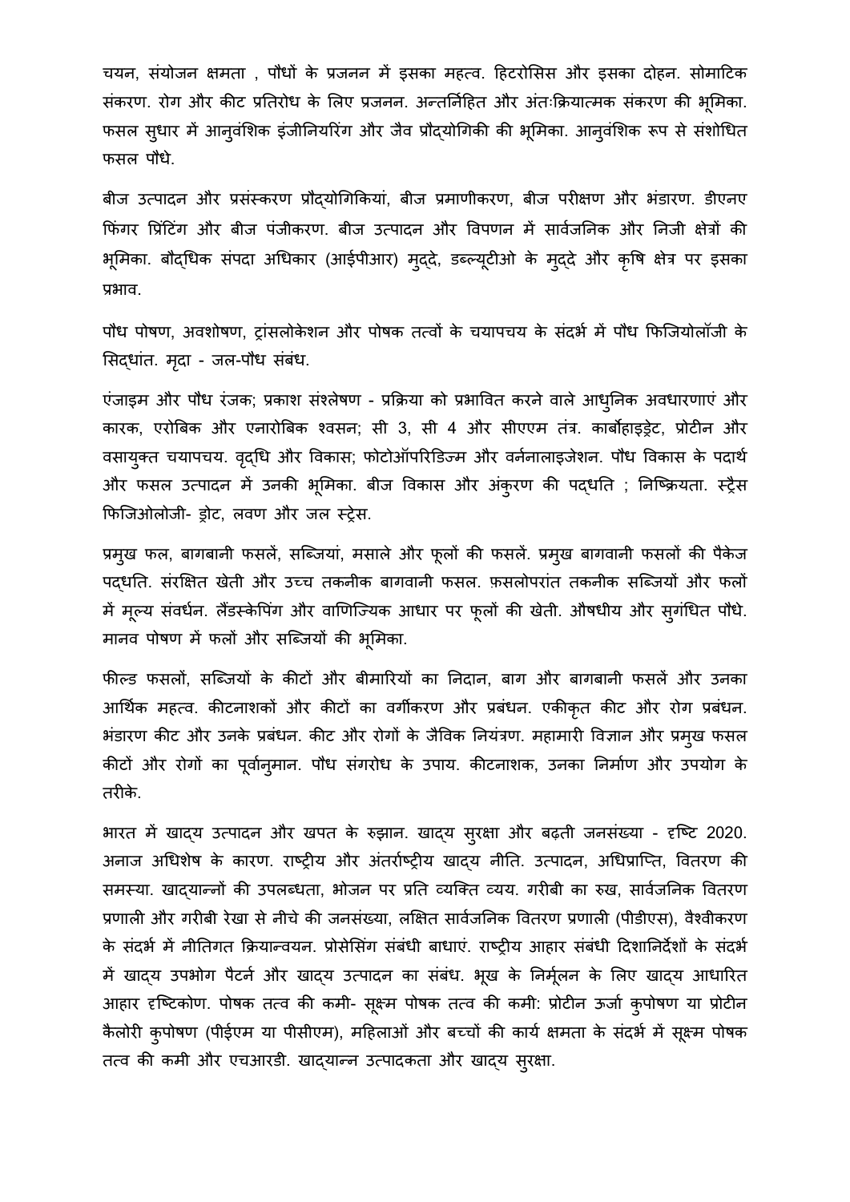चयन, संयोजन क्षमता , पौधों के प्रजनन में इसका महत्व. हिटरोसिस और इसका दोहन. सोमाटिक संकरण. रोग और कीट प्रतिरोध के लिए प्रजनन. अन्तर्निहित और अंतःक्रियात्मक संकरण की भूमिका. फसल सुधार में आनुवंशिक इंजीनियरिंग और जैव प्रौद्योगिकी की भूमिका. आनुवंशिक रूप से संशोधित फसल पौधे.

बीज उत्पादन और प्रसंस्करण प्रौद्योगिकियां, बीज प्रमाणीकरण, बीज परीक्षण और भंडारण. डीएनए फिंगर प्रिंटिंग और बीज पंजीकरण. बीज उत्पादन और विपणन में सार्वजनिक और निजी क्षेत्रों की भूमिका. बौद्धिक संपदा अधिकार (आईपीआर) मुद्दे, डब्ल्यूटीओ के मुद्दे और कृषि क्षेत्र पर इसका प्रभाव.

पौध पोषण, अवशोषण, ट्रांसलोकेशन और पोषक तत्वों के चयापचय के संदर्भ में पौध फिजियोलॉजी के सिद्धांत. मृदा - जल-पौध संबंध.

एंजाइम और पौध रंजक; प्रकाश संश्लेषण - प्रक्रिया को प्रभावित करने वाले आधुनिक अवधारणाएं और कारक, एरोबिक और एनारोबिक श्वसन; सी 3, सी 4 और सीएएम तंत्र. कार्बोहाइड्रेट, प्रोटीन और वसायुक्त चयापचय. वृद्धि और विकास; फोटोऑपरिडिज्म और वर्ननालाइजेशन. पौध विकास के पदार्थ और फसल उत्पादन में उनकी भूमिका. बीज विकास और अंकुरण की पद्धति ; निष्क्रियता. स्ट्रैस फिजिओलोजी- ड्रोट, लवण और जल स्ट्रेस.

प्रमुख फल, बागबानी फसलें, सब्जियां, मसाले और फूलों की फसलें. प्रमुख बागवानी फसलों की पैकेज पद्धति. संरक्षित खेती और उच्च तकनीक बागवानी फसल. फ़सलोपरांत तकनीक सब्जियों और फलों में मूल्य संवर्धन. लैंडस्केपिंग और वाणिज्यिक आधार पर फूलों की खेती. औषधीय और सुगंधित पौधे. मानव पोषण में फलों और सब्जियों की भूमिका.

फील्ड फसलों, सब्जियों के कीटों और बीमारियों का निदान, बाग और बागबानी फसलें और उनका आर्थिक महत्व. कीटनाशकों और कीटों का वर्गीकरण और प्रबंधन. एकीकृत कीट और रोग प्रबंधन. भंडारण कीट और उनके प्रबंधन. कीट और रोगों के जैविक नियंत्रण. महामारी विज्ञान और प्रमुख फसल कीटों और रोगों का पूर्वानुमान. पौध संगरोध के उपाय. कीटनाशक, उनका निर्माण और उपयोग के तरीके.

भारत में खाद्य उत्पादन और खपत के रुझान. खाद्य सुरक्षा और बढ़ती जनसंख्या - दृष्टि 2020. अनाज अधिशेष के कारण. राष्ट्रीय और अंतर्राष्ट्रीय खाद्य नीति. उत्पादन, अधिप्राप्ति, वितरण की समस्या. खाद्यान्नों की उपलब्धता, भोजन पर प्रति व्यक्ति व्यय. गरीबी का रुख, सार्वजनिक वितरण प्रणाली और गरीबी रेखा से नीचे की जनसंख्या, लक्षित सार्वजनिक वितरण प्रणाली (पीडीएस), वैश्वीकरण के संदर्भ में नीतिगत क्रियान्वयन. प्रोसेसिंग संबंधी बाधाएं. राष्ट्रीय आहार संबंधी दिशानिर्देशों के संदर्भ में खाद्य उपभोग पैटर्न और खाद्य उत्पादन का संबंध. भूख के निर्मूलन के लिए खाद्य आधारित आहार दृष्टिकोण. पोषक तत्व की कमी- सूक्ष्म पोषक तत्व की कमी: प्रोटीन ऊर्जा कुपोषण या प्रोटीन कैलोरी कुपोषण (पीईएम या पीसीएम), महिलाओं और बच्चों की कार्य क्षमता के संदर्भ में सूक्ष्म पोषक तत्व की कमी और एचआरडी. खाद्यान्न उत्पादकता और खाद्य सुरक्षा.